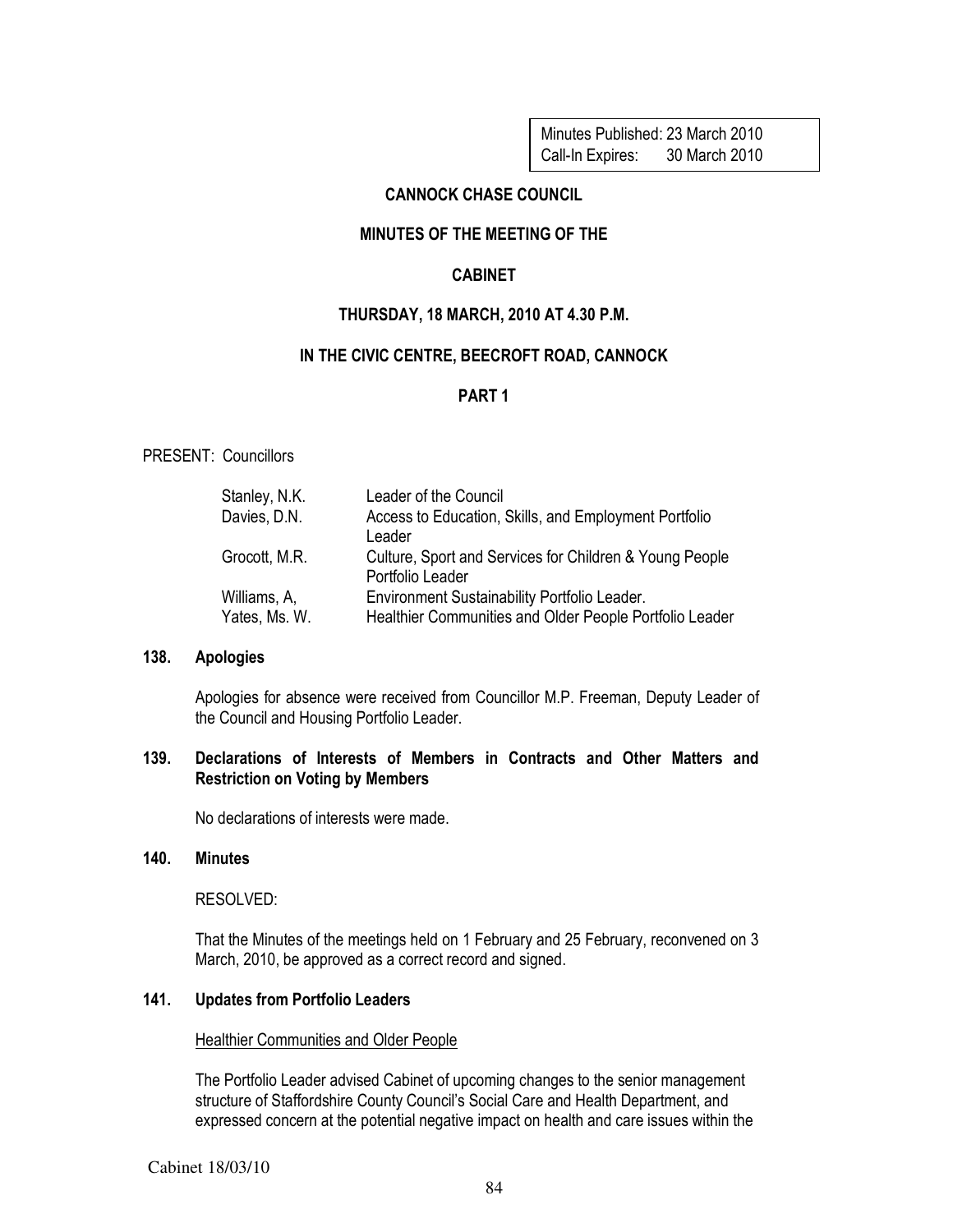Minutes Published: 23 March 2010
Call-In Expires: 30 March 2010

# CANNOCK CHASE COUNCIL

## MINUTES OF THE MEETING OF THE

## CABINET

## THURSDAY, 18 MARCH, 2010 AT 4.30 P.M.

## IN THE CIVIC CENTRE, BEECROFT ROAD, CANNOCK

## PART 1

PRESENT: Councillors

| | |
|---|---|
| Stanley, N.K. | Leader of the Council |
| Davies, D.N. | Access to Education, Skills, and Employment Portfolio Leader |
| Grocott, M.R. | Culture, Sport and Services for Children & Young People Portfolio Leader |
| Williams, A, | Environment Sustainability Portfolio Leader. |
| Yates, Ms. W. | Healthier Communities and Older People Portfolio Leader |

### 138. Apologies

Apologies for absence were received from Councillor M.P. Freeman, Deputy Leader of the Council and Housing Portfolio Leader.

### 139. Declarations of Interests of Members in Contracts and Other Matters and Restriction on Voting by Members

No declarations of interests were made.

### 140. Minutes

RESOLVED:

That the Minutes of the meetings held on 1 February and 25 February, reconvened on 3 March, 2010, be approved as a correct record and signed.

### 141. Updates from Portfolio Leaders

Healthier Communities and Older People

The Portfolio Leader advised Cabinet of upcoming changes to the senior management structure of Staffordshire County Council's Social Care and Health Department, and expressed concern at the potential negative impact on health and care issues within the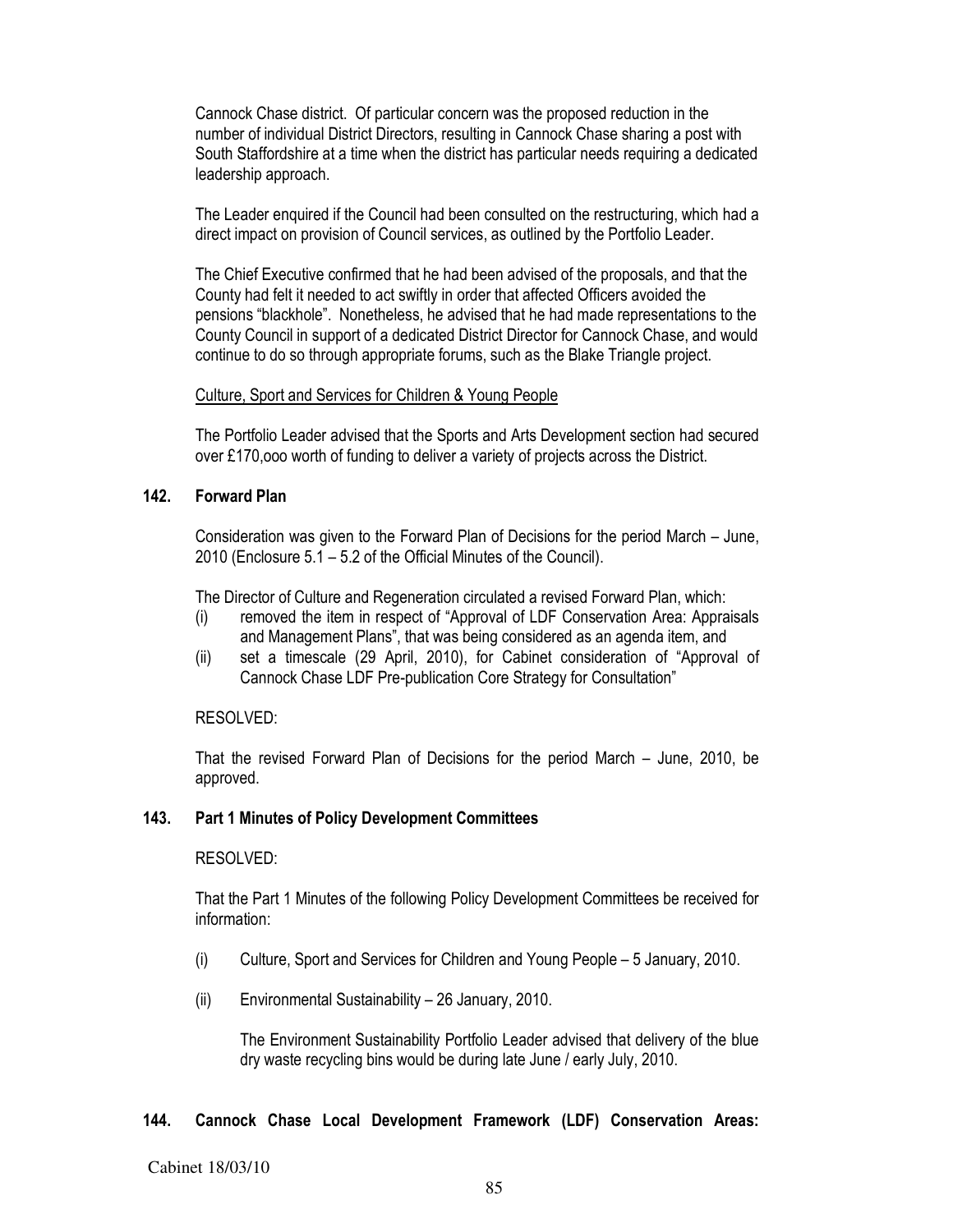Cannock Chase district. Of particular concern was the proposed reduction in the number of individual District Directors, resulting in Cannock Chase sharing a post with South Staffordshire at a time when the district has particular needs requiring a dedicated leadership approach.

The Leader enquired if the Council had been consulted on the restructuring, which had a direct impact on provision of Council services, as outlined by the Portfolio Leader.

The Chief Executive confirmed that he had been advised of the proposals, and that the County had felt it needed to act swiftly in order that affected Officers avoided the pensions "blackhole". Nonetheless, he advised that he had made representations to the County Council in support of a dedicated District Director for Cannock Chase, and would continue to do so through appropriate forums, such as the Blake Triangle project.

Culture, Sport and Services for Children & Young People

The Portfolio Leader advised that the Sports and Arts Development section had secured over £170,ooo worth of funding to deliver a variety of projects across the District.

### 142. Forward Plan

Consideration was given to the Forward Plan of Decisions for the period March – June, 2010 (Enclosure 5.1 – 5.2 of the Official Minutes of the Council).

The Director of Culture and Regeneration circulated a revised Forward Plan, which:

(i) removed the item in respect of "Approval of LDF Conservation Area: Appraisals and Management Plans", that was being considered as an agenda item, and

(ii) set a timescale (29 April, 2010), for Cabinet consideration of "Approval of Cannock Chase LDF Pre-publication Core Strategy for Consultation"

RESOLVED:

That the revised Forward Plan of Decisions for the period March – June, 2010, be approved.

### 143. Part 1 Minutes of Policy Development Committees

RESOLVED:

That the Part 1 Minutes of the following Policy Development Committees be received for information:

(i) Culture, Sport and Services for Children and Young People – 5 January, 2010.

(ii) Environmental Sustainability – 26 January, 2010.

The Environment Sustainability Portfolio Leader advised that delivery of the blue dry waste recycling bins would be during late June / early July, 2010.

### 144. Cannock Chase Local Development Framework (LDF) Conservation Areas: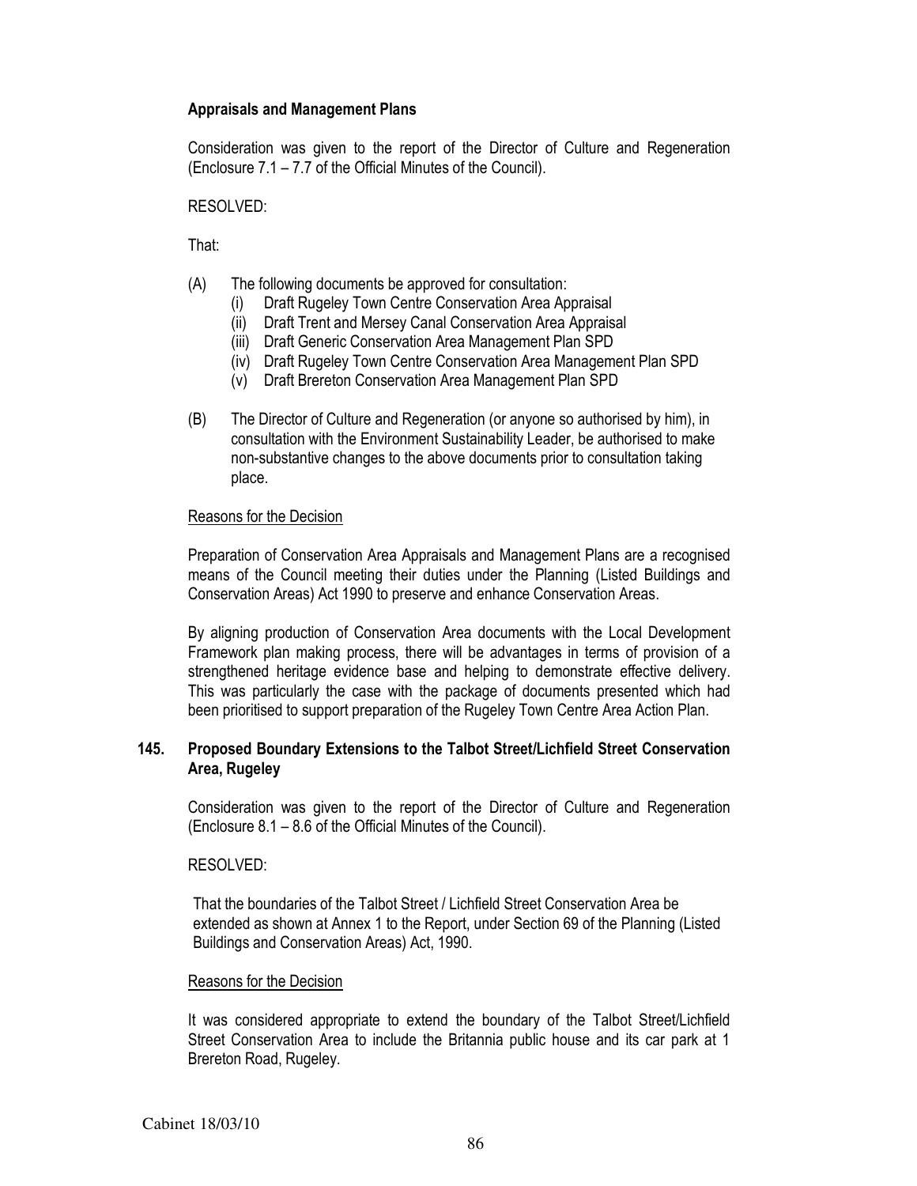**Appraisals and Management Plans**

Consideration was given to the report of the Director of Culture and Regeneration (Enclosure 7.1 – 7.7 of the Official Minutes of the Council).

RESOLVED:

That:

(A) The following documents be approved for consultation:
  (i) Draft Rugeley Town Centre Conservation Area Appraisal
  (ii) Draft Trent and Mersey Canal Conservation Area Appraisal
  (iii) Draft Generic Conservation Area Management Plan SPD
  (iv) Draft Rugeley Town Centre Conservation Area Management Plan SPD
  (v) Draft Brereton Conservation Area Management Plan SPD

(B) The Director of Culture and Regeneration (or anyone so authorised by him), in consultation with the Environment Sustainability Leader, be authorised to make non-substantive changes to the above documents prior to consultation taking place.

Reasons for the Decision

Preparation of Conservation Area Appraisals and Management Plans are a recognised means of the Council meeting their duties under the Planning (Listed Buildings and Conservation Areas) Act 1990 to preserve and enhance Conservation Areas.

By aligning production of Conservation Area documents with the Local Development Framework plan making process, there will be advantages in terms of provision of a strengthened heritage evidence base and helping to demonstrate effective delivery. This was particularly the case with the package of documents presented which had been prioritised to support preparation of the Rugeley Town Centre Area Action Plan.

**145. Proposed Boundary Extensions to the Talbot Street/Lichfield Street Conservation Area, Rugeley**

Consideration was given to the report of the Director of Culture and Regeneration (Enclosure 8.1 – 8.6 of the Official Minutes of the Council).

RESOLVED:

That the boundaries of the Talbot Street / Lichfield Street Conservation Area be extended as shown at Annex 1 to the Report, under Section 69 of the Planning (Listed Buildings and Conservation Areas) Act, 1990.

Reasons for the Decision

It was considered appropriate to extend the boundary of the Talbot Street/Lichfield Street Conservation Area to include the Britannia public house and its car park at 1 Brereton Road, Rugeley.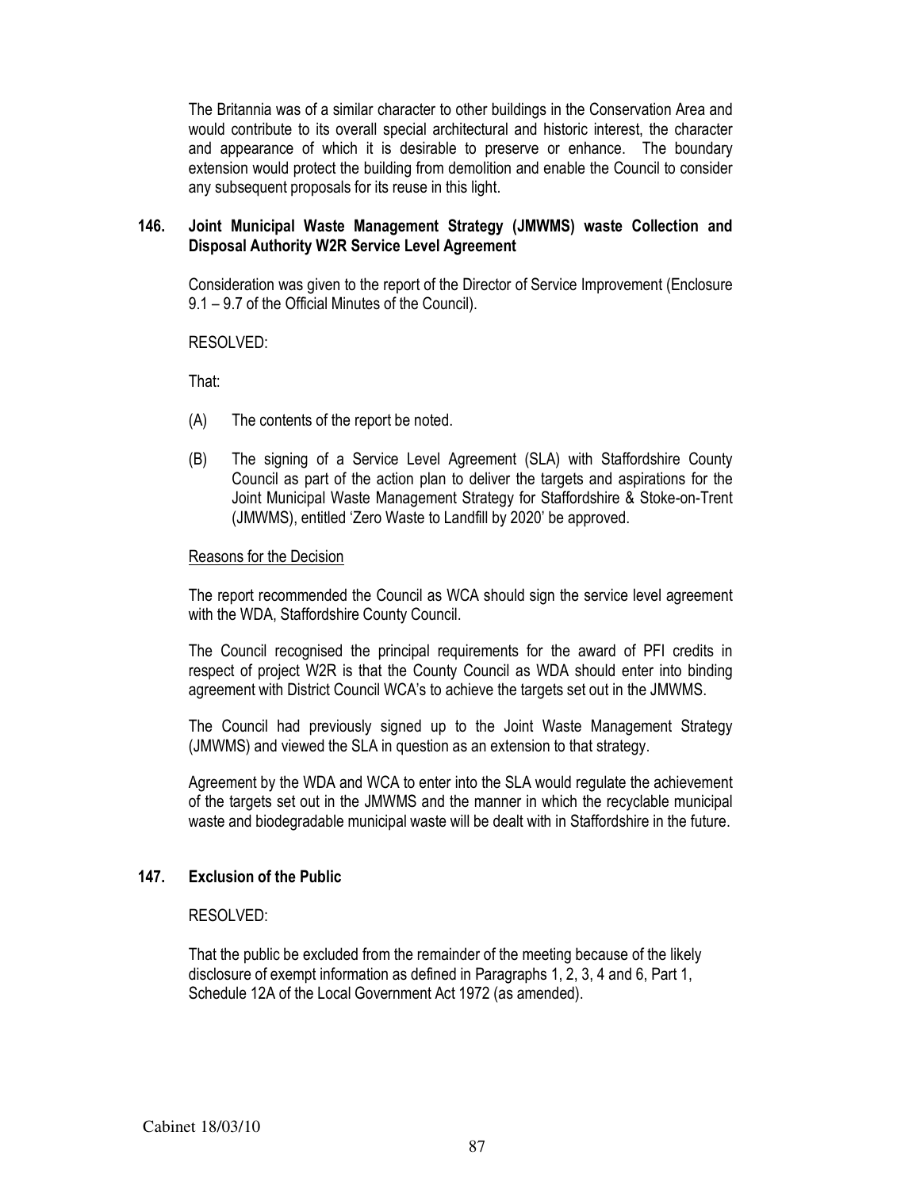The Britannia was of a similar character to other buildings in the Conservation Area and would contribute to its overall special architectural and historic interest, the character and appearance of which it is desirable to preserve or enhance. The boundary extension would protect the building from demolition and enable the Council to consider any subsequent proposals for its reuse in this light.

## 146. Joint Municipal Waste Management Strategy (JMWMS) waste Collection and Disposal Authority W2R Service Level Agreement

Consideration was given to the report of the Director of Service Improvement (Enclosure 9.1 – 9.7 of the Official Minutes of the Council).

RESOLVED:

That:

(A) The contents of the report be noted.

(B) The signing of a Service Level Agreement (SLA) with Staffordshire County Council as part of the action plan to deliver the targets and aspirations for the Joint Municipal Waste Management Strategy for Staffordshire & Stoke-on-Trent (JMWMS), entitled 'Zero Waste to Landfill by 2020' be approved.

Reasons for the Decision

The report recommended the Council as WCA should sign the service level agreement with the WDA, Staffordshire County Council.

The Council recognised the principal requirements for the award of PFI credits in respect of project W2R is that the County Council as WDA should enter into binding agreement with District Council WCA's to achieve the targets set out in the JMWMS.

The Council had previously signed up to the Joint Waste Management Strategy (JMWMS) and viewed the SLA in question as an extension to that strategy.

Agreement by the WDA and WCA to enter into the SLA would regulate the achievement of the targets set out in the JMWMS and the manner in which the recyclable municipal waste and biodegradable municipal waste will be dealt with in Staffordshire in the future.

## 147. Exclusion of the Public

RESOLVED:

That the public be excluded from the remainder of the meeting because of the likely disclosure of exempt information as defined in Paragraphs 1, 2, 3, 4 and 6, Part 1, Schedule 12A of the Local Government Act 1972 (as amended).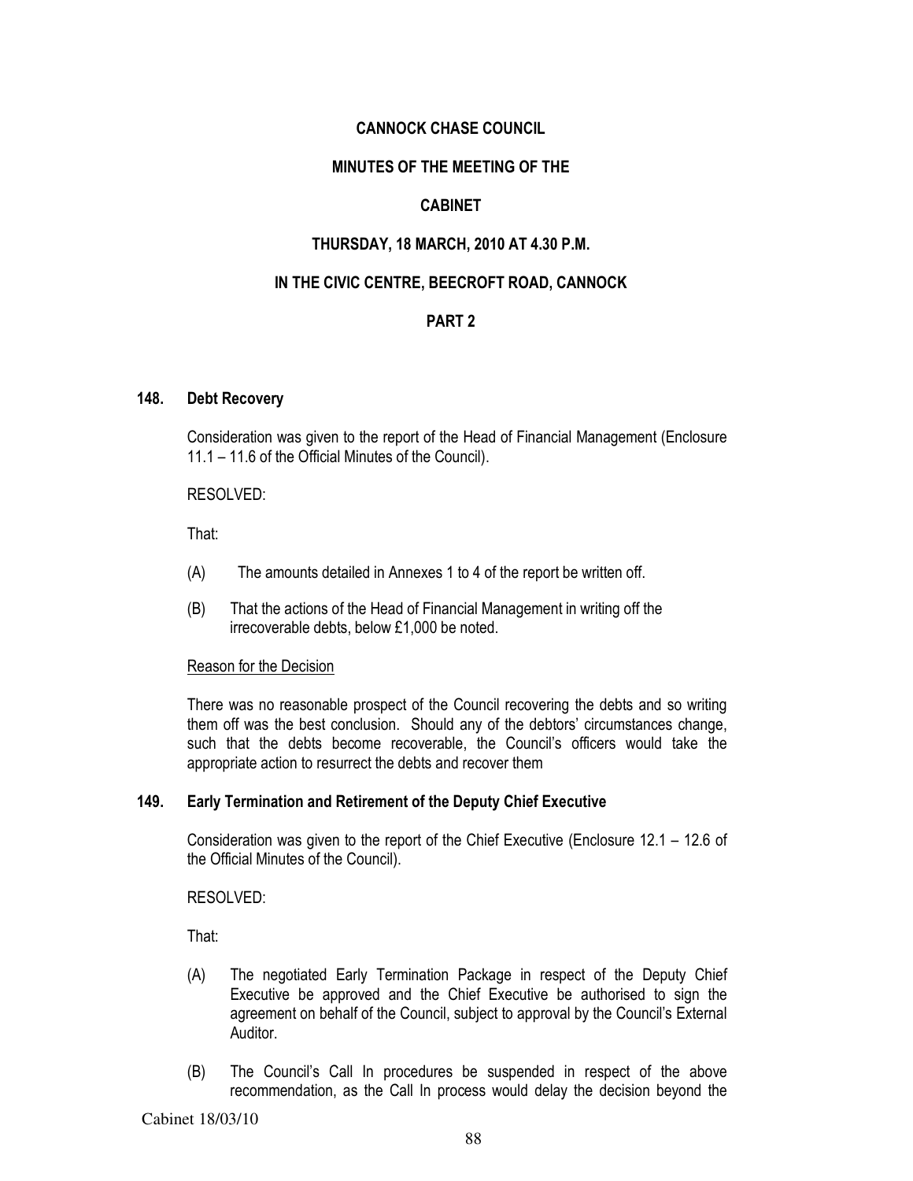# CANNOCK CHASE COUNCIL

## MINUTES OF THE MEETING OF THE

## CABINET

## THURSDAY, 18 MARCH, 2010 AT 4.30 P.M.

## IN THE CIVIC CENTRE, BEECROFT ROAD, CANNOCK

## PART 2

### 148. Debt Recovery

Consideration was given to the report of the Head of Financial Management (Enclosure 11.1 – 11.6 of the Official Minutes of the Council).

RESOLVED:

That:

(A) The amounts detailed in Annexes 1 to 4 of the report be written off.

(B) That the actions of the Head of Financial Management in writing off the irrecoverable debts, below £1,000 be noted.

Reason for the Decision

There was no reasonable prospect of the Council recovering the debts and so writing them off was the best conclusion. Should any of the debtors' circumstances change, such that the debts become recoverable, the Council's officers would take the appropriate action to resurrect the debts and recover them

### 149. Early Termination and Retirement of the Deputy Chief Executive

Consideration was given to the report of the Chief Executive (Enclosure 12.1 – 12.6 of the Official Minutes of the Council).

RESOLVED:

That:

(A) The negotiated Early Termination Package in respect of the Deputy Chief Executive be approved and the Chief Executive be authorised to sign the agreement on behalf of the Council, subject to approval by the Council's External Auditor.

(B) The Council's Call In procedures be suspended in respect of the above recommendation, as the Call In process would delay the decision beyond the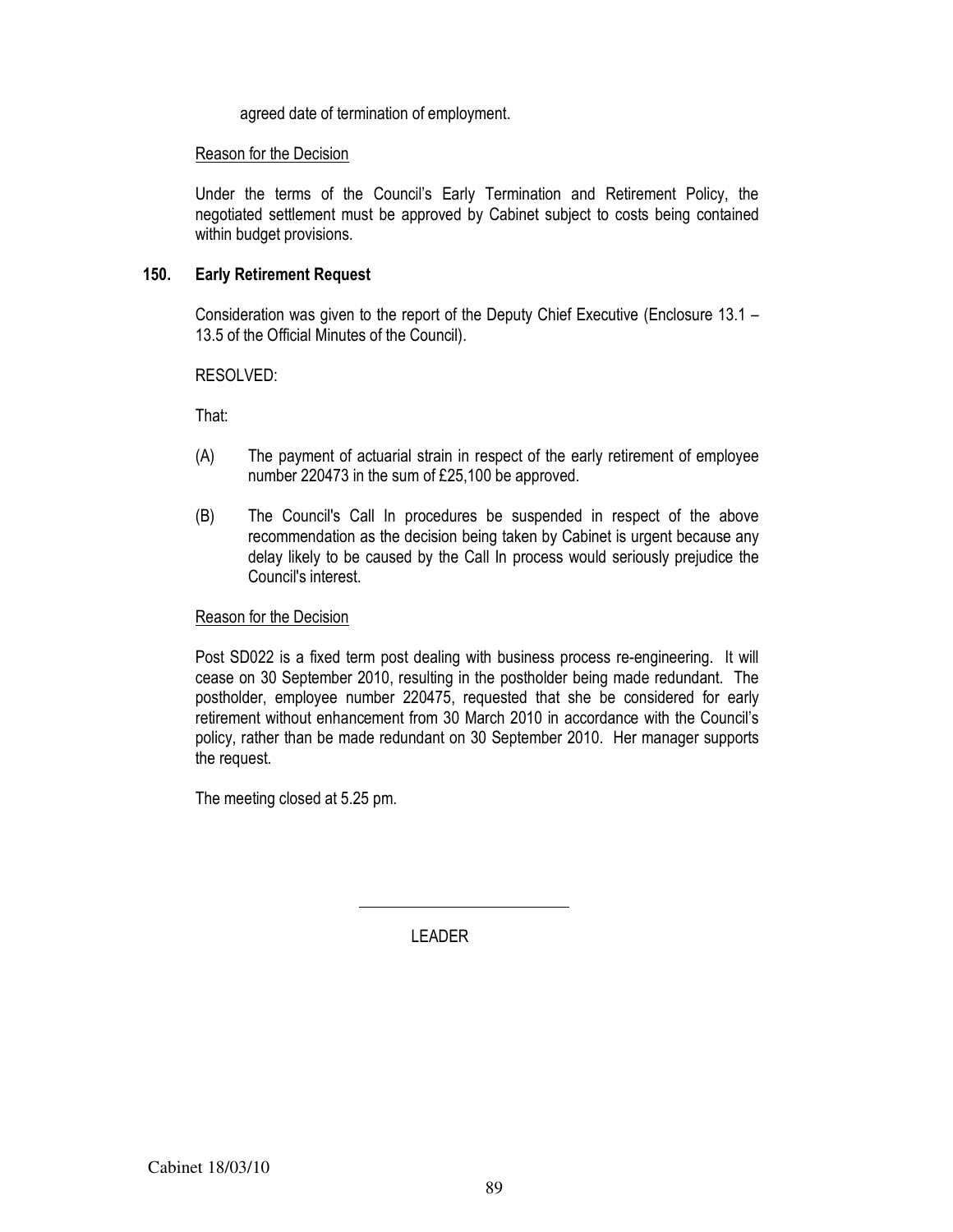agreed date of termination of employment.

Reason for the Decision

Under the terms of the Council's Early Termination and Retirement Policy, the negotiated settlement must be approved by Cabinet subject to costs being contained within budget provisions.

**150. Early Retirement Request**

Consideration was given to the report of the Deputy Chief Executive (Enclosure 13.1 – 13.5 of the Official Minutes of the Council).

RESOLVED:

That:

(A) The payment of actuarial strain in respect of the early retirement of employee number 220473 in the sum of £25,100 be approved.

(B) The Council's Call In procedures be suspended in respect of the above recommendation as the decision being taken by Cabinet is urgent because any delay likely to be caused by the Call In process would seriously prejudice the Council's interest.

Reason for the Decision

Post SD022 is a fixed term post dealing with business process re-engineering. It will cease on 30 September 2010, resulting in the postholder being made redundant. The postholder, employee number 220475, requested that she be considered for early retirement without enhancement from 30 March 2010 in accordance with the Council's policy, rather than be made redundant on 30 September 2010. Her manager supports the request.

The meeting closed at 5.25 pm.

LEADER